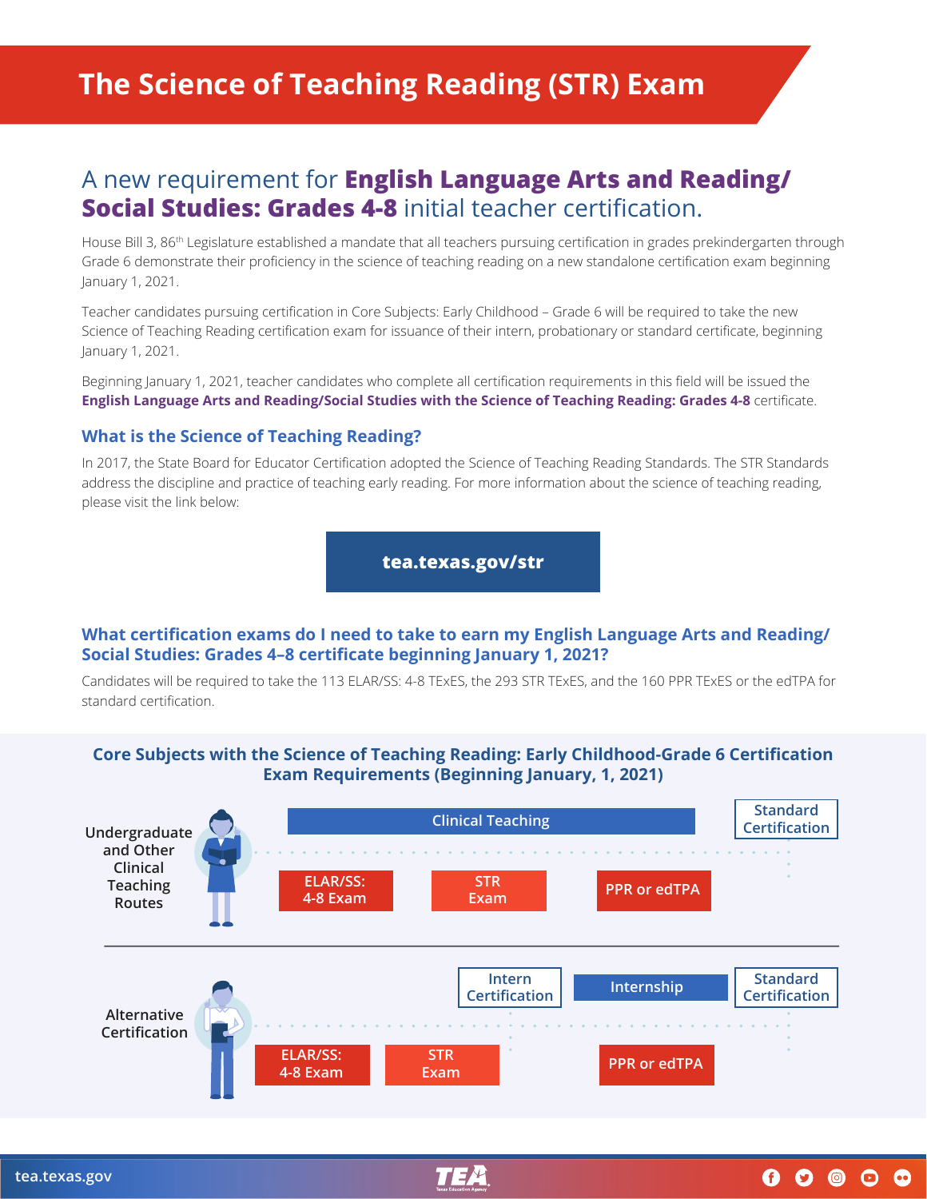# The Science of Teaching Reading (STR) Exam

## A new requirement for **English Language Arts and Reading/ Social Studies: Grades 4-8** initial teacher certification.

House Bill 3, 86th Legislature established a mandate that all teachers pursuing certification in grades prekindergarten through Grade 6 demonstrate their proficiency in the science of teaching reading on a new standalone certification exam beginning January 1, 2021.

Teacher candidates pursuing certification in Core Subjects: Early Childhood – Grade 6 will be required to take the new Science of Teaching Reading certification exam for issuance of their intern, probationary or standard certificate, beginning January 1, 2021.

Beginning January 1, 2021, teacher candidates who complete all certification requirements in this field will be issued the **English Language Arts and Reading/Social Studies with the Science of Teaching Reading: Grades 4-8** certificate.

### What is the Science of Teaching Reading?

In 2017, the State Board for Educator Certification adopted the Science of Teaching Reading Standards. The STR Standards address the discipline and practice of teaching early reading. For more information about the science of teaching reading, please visit the link below:

**tea.texas.gov/str**

### What certification exams do I need to take to earn my English Language Arts and Reading/ Social Studies: Grades 4–8 certificate beginning January 1, 2021?

Candidates will be required to take the 113 ELAR/SS: 4-8 TExES, the 293 STR TExES, and the 160 PPR TExES or the edTPA for standard certification.

### Core Subjects with the Science of Teaching Reading: Early Childhood-Grade 6 Certification Exam Requirements (Beginning January, 1, 2021)

**Undergraduate and Other Clinical Teaching Routes**

- Clinical Teaching
- ELAR/SS: 4-8 Exam
- STR Exam
- PPR or edTPA
- Standard Certification

**Alternative Certification**

- ELAR/SS: 4-8 Exam
- STR Exam
- Intern Certification
- Internship
- PPR or edTPA
- Standard Certification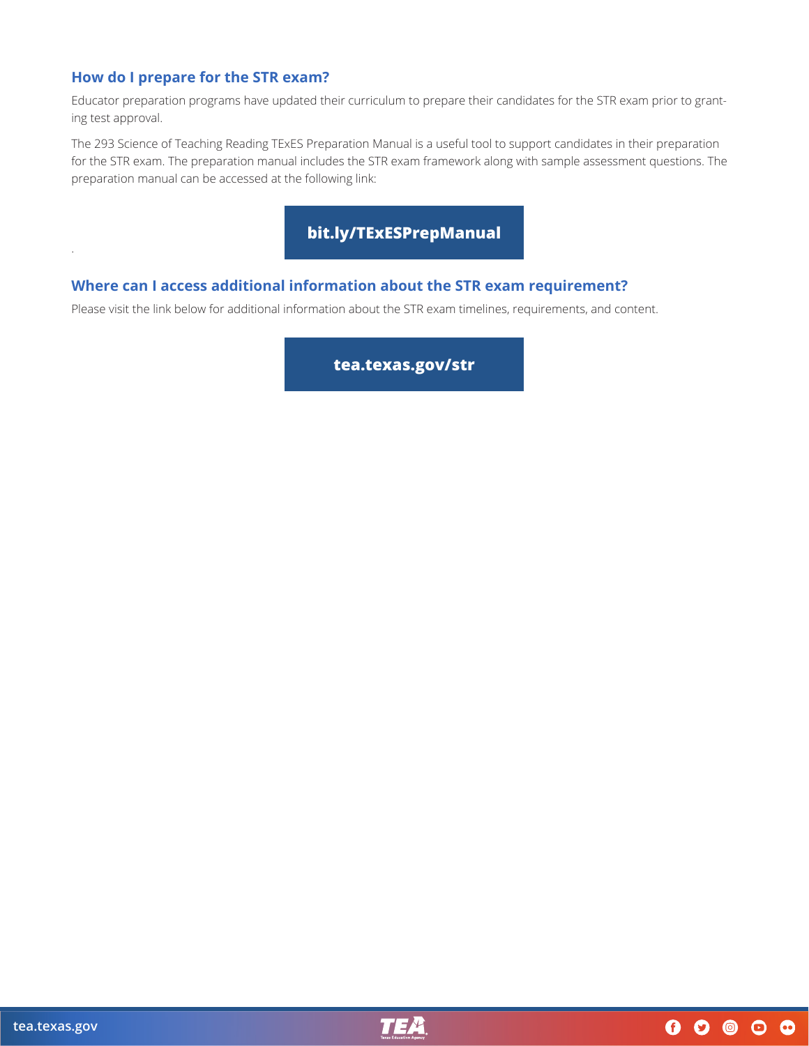### How do I prepare for the STR exam?

Educator preparation programs have updated their curriculum to prepare their candidates for the STR exam prior to granting test approval.

The 293 Science of Teaching Reading TExES Preparation Manual is a useful tool to support candidates in their preparation for the STR exam. The preparation manual includes the STR exam framework along with sample assessment questions. The preparation manual can be accessed at the following link:

**bit.ly/TExESPrepManual**

### Where can I access additional information about the STR exam requirement?

Please visit the link below for additional information about the STR exam timelines, requirements, and content.

**tea.texas.gov/str**